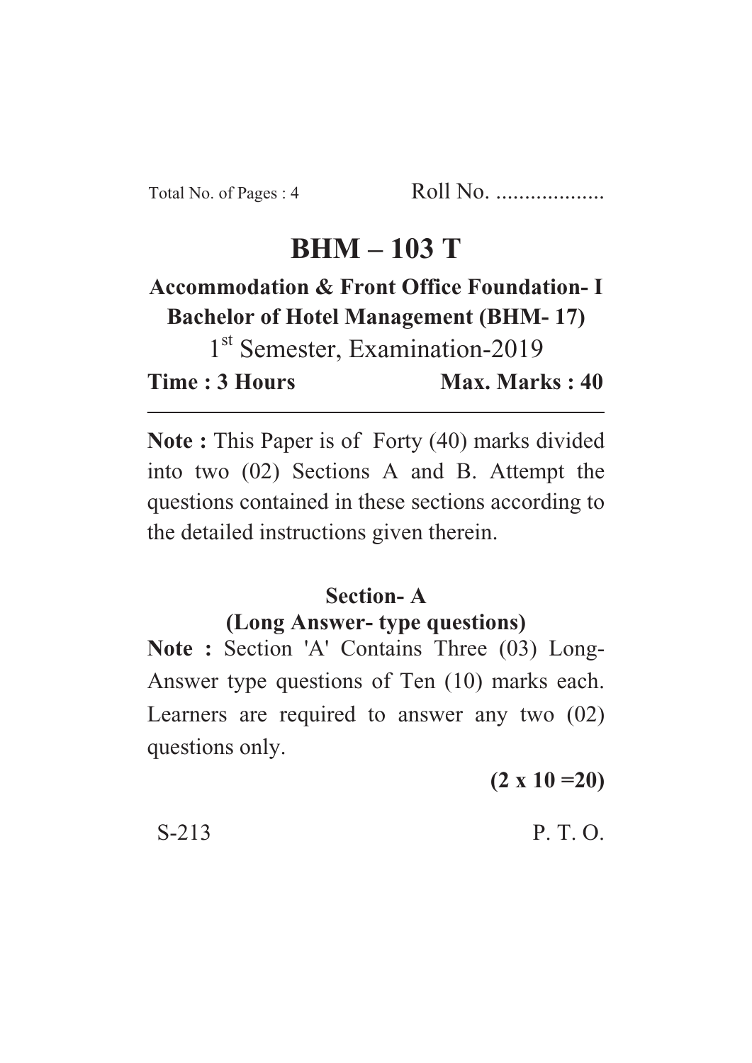Total No. of Pages : 4 Roll No. ..................

# BHM – 103 T

## Accommodation & Front Office Foundation- I

## Bachelor of Hotel Management (BHM- 17)

1st Semester, Examination-2019

**Time : 3 Hours** **Max. Marks : 40**

---

**Note :** This Paper is of Forty (40) marks divided into two (02) Sections A and B. Attempt the questions contained in these sections according to the detailed instructions given therein.

### Section- A
### (Long Answer- type questions)

**Note :** Section 'A' Contains Three (03) Long-Answer type questions of Ten (10) marks each. Learners are required to answer any two (02) questions only.

**(2 x 10 =20)**

S-213 P. T. O.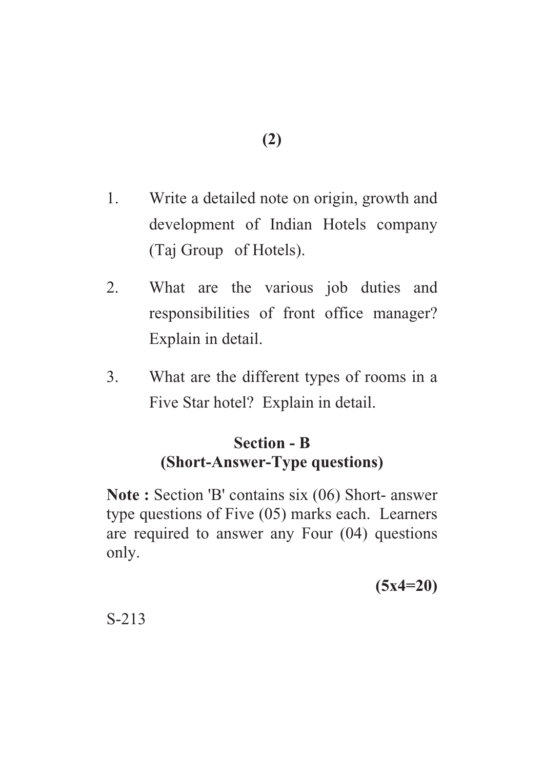1. Write a detailed note on origin, growth and development of Indian Hotels company (Taj Group of Hotels).

2. What are the various job duties and responsibilities of front office manager? Explain in detail.

3. What are the different types of rooms in a Five Star hotel? Explain in detail.

## Section - B
## (Short-Answer-Type questions)

**Note :** Section 'B' contains six (06) Short- answer type questions of Five (05) marks each. Learners are required to answer any Four (04) questions only.

**(5x4=20)**

S-213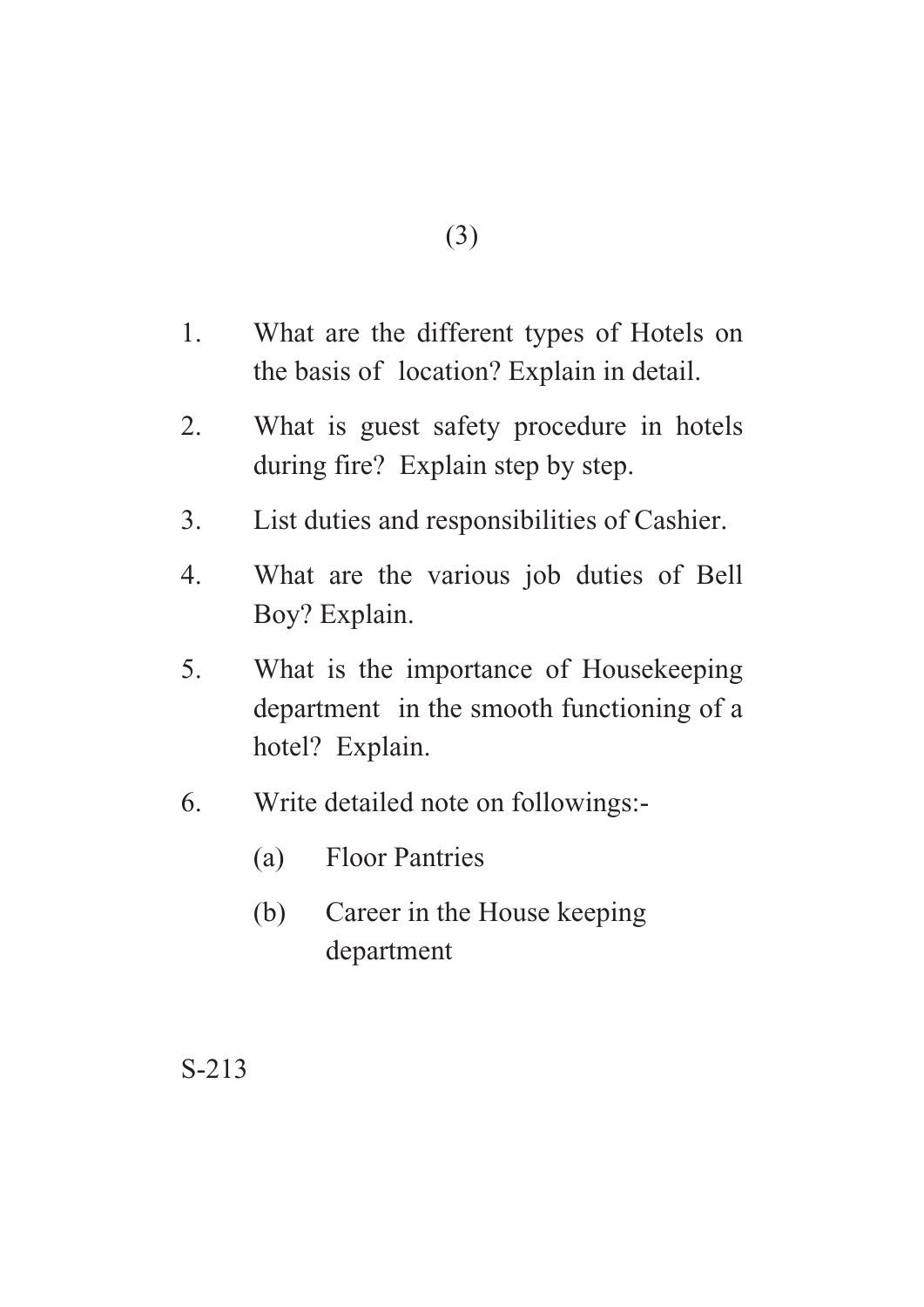1. What are the different types of Hotels on the basis of location? Explain in detail.
2. What is guest safety procedure in hotels during fire? Explain step by step.
3. List duties and responsibilities of Cashier.
4. What are the various job duties of Bell Boy? Explain.
5. What is the importance of Housekeeping department in the smooth functioning of a hotel? Explain.
6. Write detailed note on followings:-
   - (a) Floor Pantries
   - (b) Career in the House keeping department

S-213